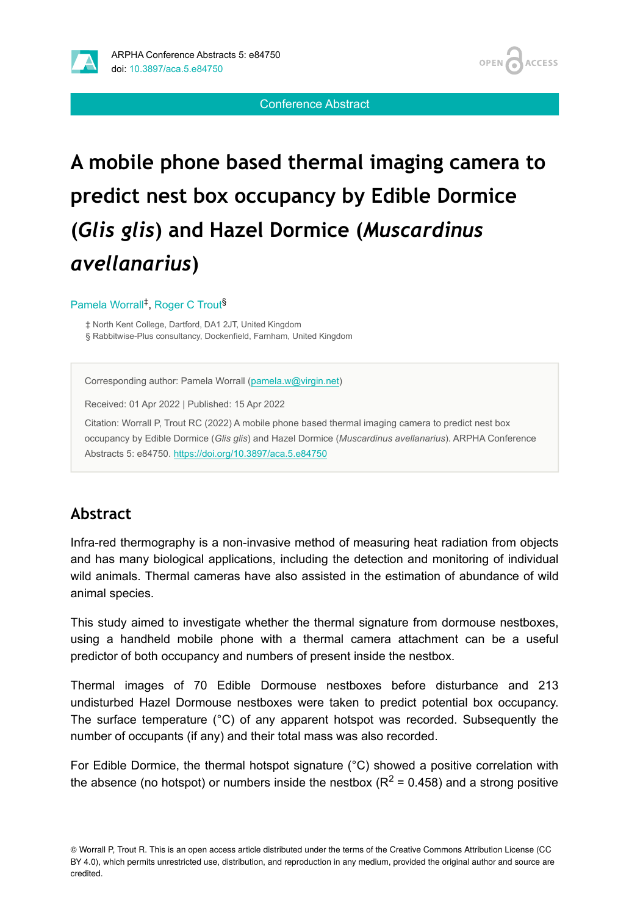Conference Abstract

# A mobile phone based thermal imaging camera to predict nest box occupancy by Edible Dormice (*Glis glis*) and Hazel Dormice (*Muscardinus avellanarius*)

Pamela Worrall[‡], Roger C Trout[§]

‡ North Kent College, Dartford, DA1 2JT, United Kingdom
§ Rabbitwise-Plus consultancy, Dockenfield, Farnham, United Kingdom

Corresponding author: Pamela Worrall (pamela.w@virgin.net)

Received: 01 Apr 2022 | Published: 15 Apr 2022

Citation: Worrall P, Trout RC (2022) A mobile phone based thermal imaging camera to predict nest box occupancy by Edible Dormice (*Glis glis*) and Hazel Dormice (*Muscardinus avellanarius*). ARPHA Conference Abstracts 5: e84750. https://doi.org/10.3897/aca.5.e84750

## Abstract

Infra-red thermography is a non-invasive method of measuring heat radiation from objects and has many biological applications, including the detection and monitoring of individual wild animals. Thermal cameras have also assisted in the estimation of abundance of wild animal species.

This study aimed to investigate whether the thermal signature from dormouse nestboxes, using a handheld mobile phone with a thermal camera attachment can be a useful predictor of both occupancy and numbers of present inside the nestbox.

Thermal images of 70 Edible Dormouse nestboxes before disturbance and 213 undisturbed Hazel Dormouse nestboxes were taken to predict potential box occupancy. The surface temperature (°C) of any apparent hotspot was recorded. Subsequently the number of occupants (if any) and their total mass was also recorded.

For Edible Dormice, the thermal hotspot signature (°C) showed a positive correlation with the absence (no hotspot) or numbers inside the nestbox ($R^2$ = 0.458) and a strong positive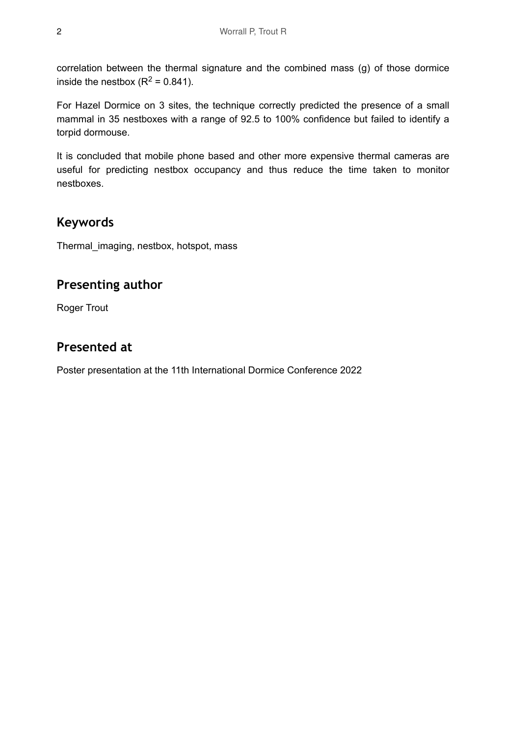correlation between the thermal signature and the combined mass (g) of those dormice inside the nestbox ($R^2 = 0.841$).

For Hazel Dormice on 3 sites, the technique correctly predicted the presence of a small mammal in 35 nestboxes with a range of 92.5 to 100% confidence but failed to identify a torpid dormouse.

It is concluded that mobile phone based and other more expensive thermal cameras are useful for predicting nestbox occupancy and thus reduce the time taken to monitor nestboxes.

## Keywords

Thermal_imaging, nestbox, hotspot, mass

## Presenting author

Roger Trout

## Presented at

Poster presentation at the 11th International Dormice Conference 2022